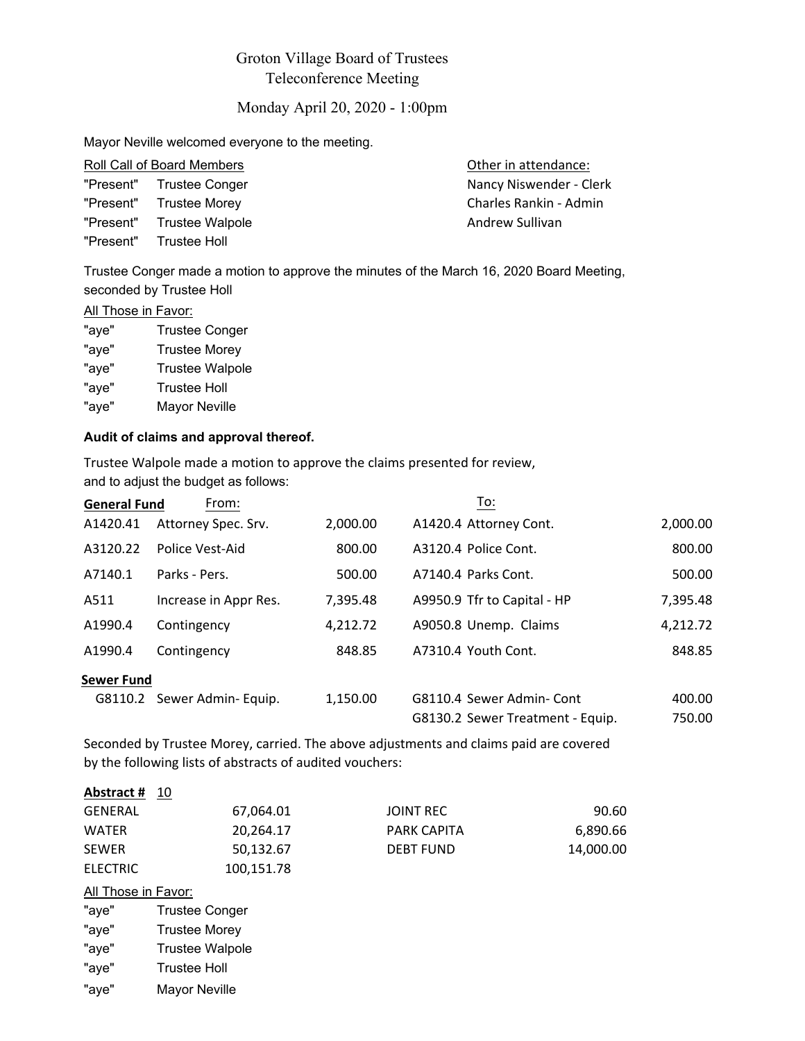# Groton Village Board of Trustees
## Teleconference Meeting
### Monday April 20, 2020 - 1:00pm

Mayor Neville welcomed everyone to the meeting.

Roll Call of Board Members

"Present" Trustee Conger
"Present" Trustee Morey
"Present" Trustee Walpole
"Present" Trustee Holl

Other in attendance:

Nancy Niswender - Clerk
Charles Rankin - Admin
Andrew Sullivan

Trustee Conger made a motion to approve the minutes of the March 16, 2020 Board Meeting, seconded by Trustee Holl

All Those in Favor:

"aye" Trustee Conger
"aye" Trustee Morey
"aye" Trustee Walpole
"aye" Trustee Holl
"aye" Mayor Neville

**Audit of claims and approval thereof.**

Trustee Walpole made a motion to approve the claims presented for review, and to adjust the budget as follows:

| **General Fund** | From: | | To: | |
|---|---|---|---|---|
| A1420.41 | Attorney Spec. Srv. | 2,000.00 | A1420.4 Attorney Cont. | 2,000.00 |
| A3120.22 | Police Vest-Aid | 800.00 | A3120.4 Police Cont. | 800.00 |
| A7140.1 | Parks - Pers. | 500.00 | A7140.4 Parks Cont. | 500.00 |
| A511 | Increase in Appr Res. | 7,395.48 | A9950.9 Tfr to Capital - HP | 7,395.48 |
| A1990.4 | Contingency | 4,212.72 | A9050.8 Unemp. Claims | 4,212.72 |
| A1990.4 | Contingency | 848.85 | A7310.4 Youth Cont. | 848.85 |
| **Sewer Fund** | | | | |
| G8110.2 | Sewer Admin- Equip. | 1,150.00 | G8110.4 Sewer Admin- Cont | 400.00 |
| | | | G8130.2 Sewer Treatment - Equip. | 750.00 |

Seconded by Trustee Morey, carried. The above adjustments and claims paid are covered by the following lists of abstracts of audited vouchers:

**Abstract #** 10

| | | | |
|---|---|---|---|
| GENERAL | 67,064.01 | JOINT REC | 90.60 |
| WATER | 20,264.17 | PARK CAPITA | 6,890.66 |
| SEWER | 50,132.67 | DEBT FUND | 14,000.00 |
| ELECTRIC | 100,151.78 | | |

All Those in Favor:

"aye" Trustee Conger
"aye" Trustee Morey
"aye" Trustee Walpole
"aye" Trustee Holl
"aye" Mayor Neville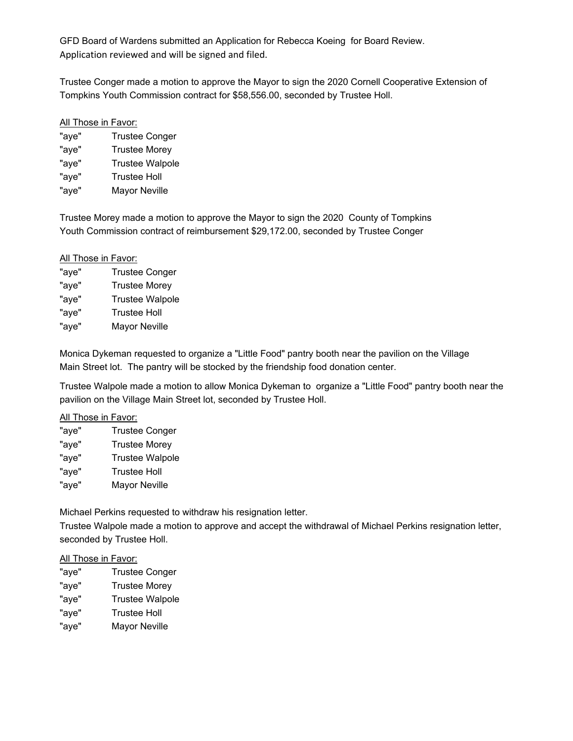GFD Board of Wardens submitted an Application for Rebecca Koeing for Board Review.
Application reviewed and will be signed and filed.

Trustee Conger made a motion to approve the Mayor to sign the 2020 Cornell Cooperative Extension of Tompkins Youth Commission contract for $58,556.00, seconded by Trustee Holl.

<u>All Those in Favor:</u>

"aye" Trustee Conger
"aye" Trustee Morey
"aye" Trustee Walpole
"aye" Trustee Holl
"aye" Mayor Neville

Trustee Morey made a motion to approve the Mayor to sign the 2020 County of Tompkins Youth Commission contract of reimbursement $29,172.00, seconded by Trustee Conger

<u>All Those in Favor:</u>

"aye" Trustee Conger
"aye" Trustee Morey
"aye" Trustee Walpole
"aye" Trustee Holl
"aye" Mayor Neville

Monica Dykeman requested to organize a "Little Food" pantry booth near the pavilion on the Village Main Street lot. The pantry will be stocked by the friendship food donation center.

Trustee Walpole made a motion to allow Monica Dykeman to organize a "Little Food" pantry booth near the pavilion on the Village Main Street lot, seconded by Trustee Holl.

<u>All Those in Favor:</u>

"aye" Trustee Conger
"aye" Trustee Morey
"aye" Trustee Walpole
"aye" Trustee Holl
"aye" Mayor Neville

Michael Perkins requested to withdraw his resignation letter.
Trustee Walpole made a motion to approve and accept the withdrawal of Michael Perkins resignation letter, seconded by Trustee Holl.

<u>All Those in Favor:</u>

"aye" Trustee Conger
"aye" Trustee Morey
"aye" Trustee Walpole
"aye" Trustee Holl
"aye" Mayor Neville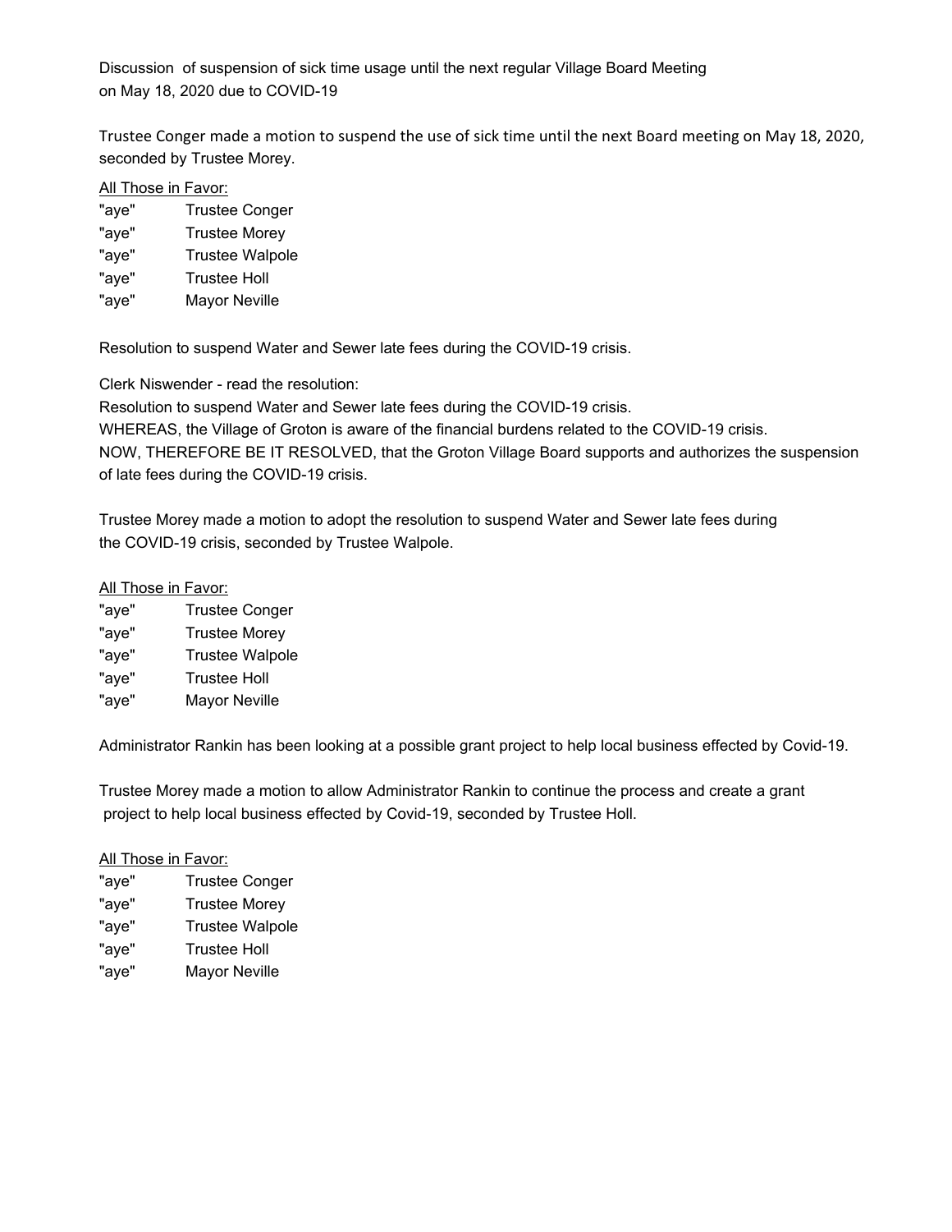Discussion of suspension of sick time usage until the next regular Village Board Meeting on May 18, 2020 due to COVID-19

Trustee Conger made a motion to suspend the use of sick time until the next Board meeting on May 18, 2020, seconded by Trustee Morey.

<u>All Those in Favor:</u>

"aye" Trustee Conger
"aye" Trustee Morey
"aye" Trustee Walpole
"aye" Trustee Holl
"aye" Mayor Neville

Resolution to suspend Water and Sewer late fees during the COVID-19 crisis.

Clerk Niswender - read the resolution:
Resolution to suspend Water and Sewer late fees during the COVID-19 crisis.
WHEREAS, the Village of Groton is aware of the financial burdens related to the COVID-19 crisis.
NOW, THEREFORE BE IT RESOLVED, that the Groton Village Board supports and authorizes the suspension of late fees during the COVID-19 crisis.

Trustee Morey made a motion to adopt the resolution to suspend Water and Sewer late fees during the COVID-19 crisis, seconded by Trustee Walpole.

<u>All Those in Favor:</u>

"aye" Trustee Conger
"aye" Trustee Morey
"aye" Trustee Walpole
"aye" Trustee Holl
"aye" Mayor Neville

Administrator Rankin has been looking at a possible grant project to help local business effected by Covid-19.

Trustee Morey made a motion to allow Administrator Rankin to continue the process and create a grant project to help local business effected by Covid-19, seconded by Trustee Holl.

<u>All Those in Favor:</u>

"aye" Trustee Conger
"aye" Trustee Morey
"aye" Trustee Walpole
"aye" Trustee Holl
"aye" Mayor Neville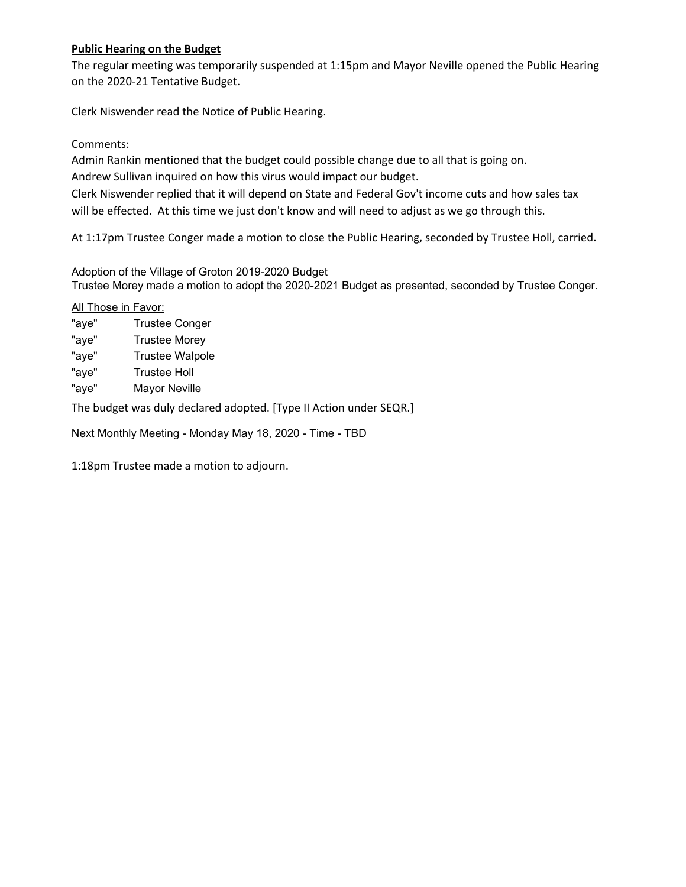**Public Hearing on the Budget**

The regular meeting was temporarily suspended at 1:15pm and Mayor Neville opened the Public Hearing on the 2020-21 Tentative Budget.

Clerk Niswender read the Notice of Public Hearing.

Comments:

Admin Rankin mentioned that the budget could possible change due to all that is going on.
Andrew Sullivan inquired on how this virus would impact our budget.
Clerk Niswender replied that it will depend on State and Federal Gov't income cuts and how sales tax will be effected. At this time we just don't know and will need to adjust as we go through this.

At 1:17pm Trustee Conger made a motion to close the Public Hearing, seconded by Trustee Holl, carried.

Adoption of the Village of Groton 2019-2020 Budget
Trustee Morey made a motion to adopt the 2020-2021 Budget as presented, seconded by Trustee Conger.

All Those in Favor:

"aye" Trustee Conger
"aye" Trustee Morey
"aye" Trustee Walpole
"aye" Trustee Holl
"aye" Mayor Neville

The budget was duly declared adopted. [Type II Action under SEQR.]

Next Monthly Meeting - Monday May 18, 2020 - Time - TBD

1:18pm Trustee made a motion to adjourn.